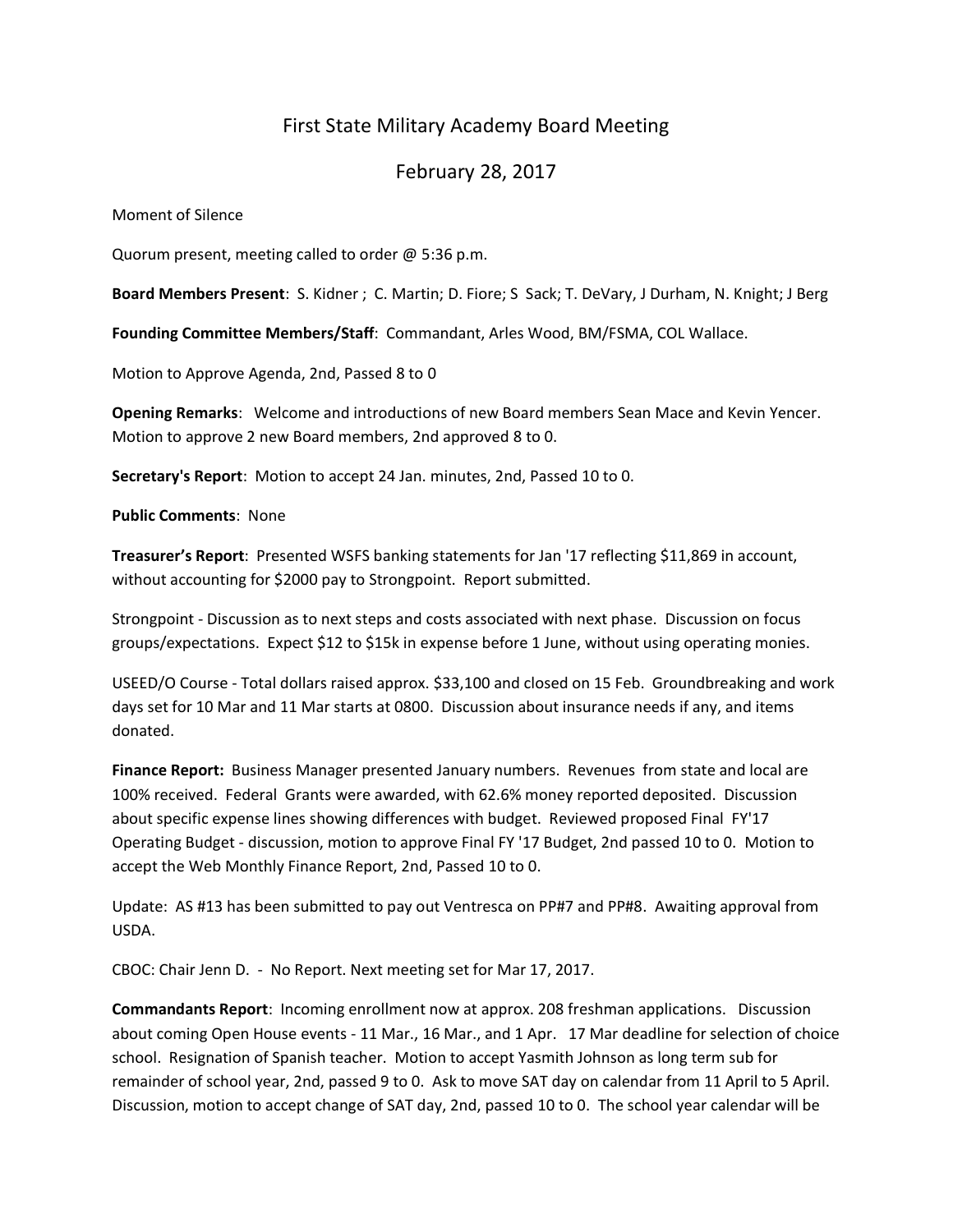# First State Military Academy Board Meeting

## February 28, 2017

Moment of Silence

Quorum present, meeting called to order @ 5:36 p.m.

**Board Members Present**: S. Kidner ; C. Martin; D. Fiore; S Sack; T. DeVary, J Durham, N. Knight; J Berg

**Founding Committee Members/Staff**: Commandant, Arles Wood, BM/FSMA, COL Wallace.

Motion to Approve Agenda, 2nd, Passed 8 to 0

**Opening Remarks**: Welcome and introductions of new Board members Sean Mace and Kevin Yencer. Motion to approve 2 new Board members, 2nd approved 8 to 0.

**Secretary's Report**: Motion to accept 24 Jan. minutes, 2nd, Passed 10 to 0.

**Public Comments**: None

**Treasurer's Report**: Presented WSFS banking statements for Jan '17 reflecting $11,869 in account, without accounting for $2000 pay to Strongpoint. Report submitted.

Strongpoint - Discussion as to next steps and costs associated with next phase. Discussion on focus groups/expectations. Expect $12 to $15k in expense before 1 June, without using operating monies.

USEED/O Course - Total dollars raised approx. $33,100 and closed on 15 Feb. Groundbreaking and work days set for 10 Mar and 11 Mar starts at 0800. Discussion about insurance needs if any, and items donated.

**Finance Report:** Business Manager presented January numbers. Revenues from state and local are 100% received. Federal Grants were awarded, with 62.6% money reported deposited. Discussion about specific expense lines showing differences with budget. Reviewed proposed Final FY'17 Operating Budget - discussion, motion to approve Final FY '17 Budget, 2nd passed 10 to 0. Motion to accept the Web Monthly Finance Report, 2nd, Passed 10 to 0.

Update: AS #13 has been submitted to pay out Ventresca on PP#7 and PP#8. Awaiting approval from USDA.

CBOC: Chair Jenn D. - No Report. Next meeting set for Mar 17, 2017.

**Commandants Report**: Incoming enrollment now at approx. 208 freshman applications. Discussion about coming Open House events - 11 Mar., 16 Mar., and 1 Apr. 17 Mar deadline for selection of choice school. Resignation of Spanish teacher. Motion to accept Yasmith Johnson as long term sub for remainder of school year, 2nd, passed 9 to 0. Ask to move SAT day on calendar from 11 April to 5 April. Discussion, motion to accept change of SAT day, 2nd, passed 10 to 0. The school year calendar will be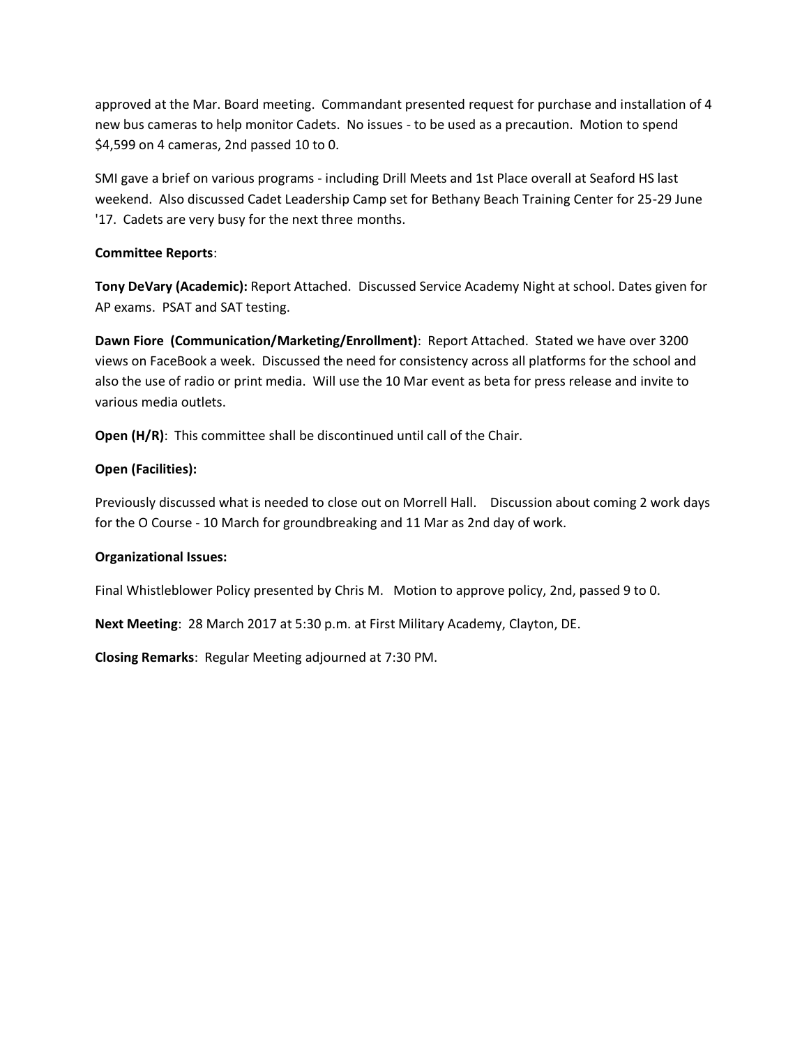approved at the Mar. Board meeting. Commandant presented request for purchase and installation of 4 new bus cameras to help monitor Cadets. No issues - to be used as a precaution. Motion to spend $4,599 on 4 cameras, 2nd passed 10 to 0.

SMI gave a brief on various programs - including Drill Meets and 1st Place overall at Seaford HS last weekend. Also discussed Cadet Leadership Camp set for Bethany Beach Training Center for 25-29 June '17. Cadets are very busy for the next three months.

**Committee Reports**:

**Tony DeVary (Academic):** Report Attached. Discussed Service Academy Night at school. Dates given for AP exams. PSAT and SAT testing.

**Dawn Fiore (Communication/Marketing/Enrollment)**: Report Attached. Stated we have over 3200 views on FaceBook a week. Discussed the need for consistency across all platforms for the school and also the use of radio or print media. Will use the 10 Mar event as beta for press release and invite to various media outlets.

**Open (H/R)**: This committee shall be discontinued until call of the Chair.

**Open (Facilities):**

Previously discussed what is needed to close out on Morrell Hall. Discussion about coming 2 work days for the O Course - 10 March for groundbreaking and 11 Mar as 2nd day of work.

**Organizational Issues:**

Final Whistleblower Policy presented by Chris M. Motion to approve policy, 2nd, passed 9 to 0.

**Next Meeting**: 28 March 2017 at 5:30 p.m. at First Military Academy, Clayton, DE.

**Closing Remarks**: Regular Meeting adjourned at 7:30 PM.